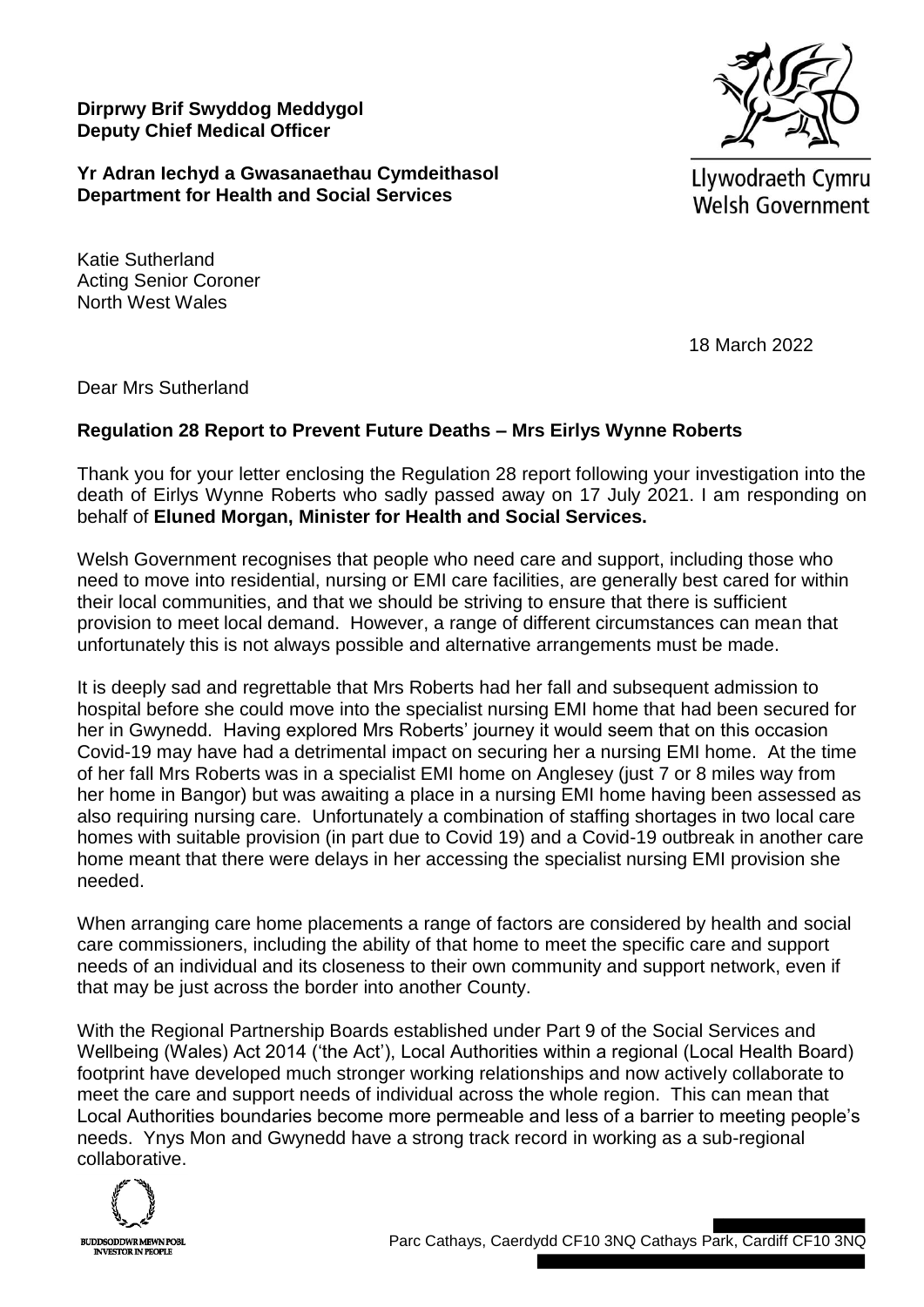**Dirprwy Brif Swyddog Meddygol**
**Deputy Chief Medical Officer**

**Yr Adran Iechyd a Gwasanaethau Cymdeithasol**
**Department for Health and Social Services**

Llywodraeth Cymru
Welsh Government

Katie Sutherland
Acting Senior Coroner
North West Wales

18 March 2022

Dear Mrs Sutherland

**Regulation 28 Report to Prevent Future Deaths – Mrs Eirlys Wynne Roberts**

Thank you for your letter enclosing the Regulation 28 report following your investigation into the death of Eirlys Wynne Roberts who sadly passed away on 17 July 2021. I am responding on behalf of **Eluned Morgan, Minister for Health and Social Services.**

Welsh Government recognises that people who need care and support, including those who need to move into residential, nursing or EMI care facilities, are generally best cared for within their local communities, and that we should be striving to ensure that there is sufficient provision to meet local demand. However, a range of different circumstances can mean that unfortunately this is not always possible and alternative arrangements must be made.

It is deeply sad and regrettable that Mrs Roberts had her fall and subsequent admission to hospital before she could move into the specialist nursing EMI home that had been secured for her in Gwynedd. Having explored Mrs Roberts' journey it would seem that on this occasion Covid-19 may have had a detrimental impact on securing her a nursing EMI home. At the time of her fall Mrs Roberts was in a specialist EMI home on Anglesey (just 7 or 8 miles way from her home in Bangor) but was awaiting a place in a nursing EMI home having been assessed as also requiring nursing care. Unfortunately a combination of staffing shortages in two local care homes with suitable provision (in part due to Covid 19) and a Covid-19 outbreak in another care home meant that there were delays in her accessing the specialist nursing EMI provision she needed.

When arranging care home placements a range of factors are considered by health and social care commissioners, including the ability of that home to meet the specific care and support needs of an individual and its closeness to their own community and support network, even if that may be just across the border into another County.

With the Regional Partnership Boards established under Part 9 of the Social Services and Wellbeing (Wales) Act 2014 ('the Act'), Local Authorities within a regional (Local Health Board) footprint have developed much stronger working relationships and now actively collaborate to meet the care and support needs of individual across the whole region. This can mean that Local Authorities boundaries become more permeable and less of a barrier to meeting people's needs. Ynys Mon and Gwynedd have a strong track record in working as a sub-regional collaborative.

BUDDSODDWR MEWN POBL
INVESTOR IN PEOPLE

Parc Cathays, Caerdydd CF10 3NQ Cathays Park, Cardiff CF10 3NQ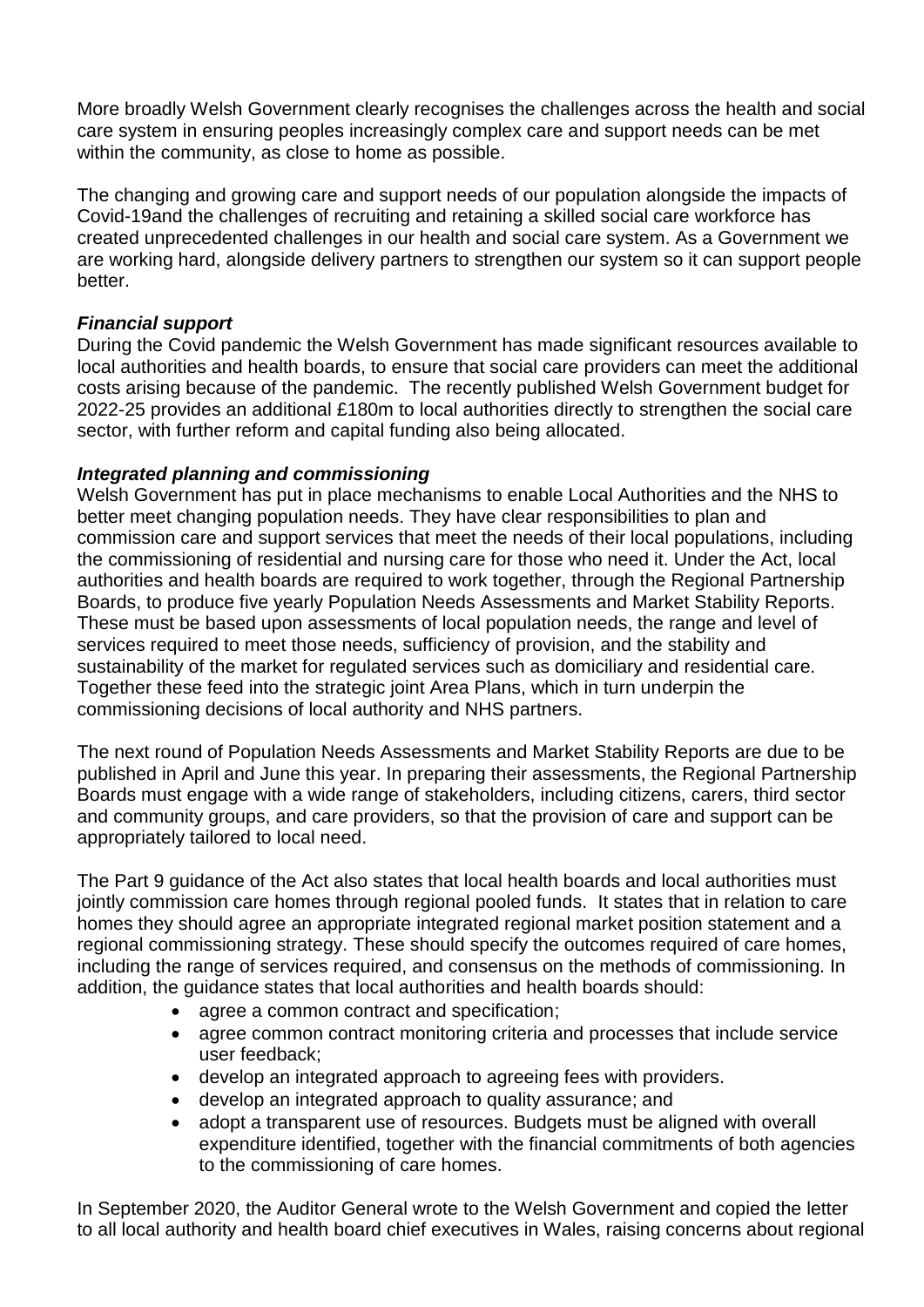More broadly Welsh Government clearly recognises the challenges across the health and social care system in ensuring peoples increasingly complex care and support needs can be met within the community, as close to home as possible.

The changing and growing care and support needs of our population alongside the impacts of Covid-19and the challenges of recruiting and retaining a skilled social care workforce has created unprecedented challenges in our health and social care system. As a Government we are working hard, alongside delivery partners to strengthen our system so it can support people better.

***Financial support***

During the Covid pandemic the Welsh Government has made significant resources available to local authorities and health boards, to ensure that social care providers can meet the additional costs arising because of the pandemic. The recently published Welsh Government budget for 2022-25 provides an additional £180m to local authorities directly to strengthen the social care sector, with further reform and capital funding also being allocated.

***Integrated planning and commissioning***

Welsh Government has put in place mechanisms to enable Local Authorities and the NHS to better meet changing population needs. They have clear responsibilities to plan and commission care and support services that meet the needs of their local populations, including the commissioning of residential and nursing care for those who need it. Under the Act, local authorities and health boards are required to work together, through the Regional Partnership Boards, to produce five yearly Population Needs Assessments and Market Stability Reports. These must be based upon assessments of local population needs, the range and level of services required to meet those needs, sufficiency of provision, and the stability and sustainability of the market for regulated services such as domiciliary and residential care. Together these feed into the strategic joint Area Plans, which in turn underpin the commissioning decisions of local authority and NHS partners.

The next round of Population Needs Assessments and Market Stability Reports are due to be published in April and June this year. In preparing their assessments, the Regional Partnership Boards must engage with a wide range of stakeholders, including citizens, carers, third sector and community groups, and care providers, so that the provision of care and support can be appropriately tailored to local need.

The Part 9 guidance of the Act also states that local health boards and local authorities must jointly commission care homes through regional pooled funds. It states that in relation to care homes they should agree an appropriate integrated regional market position statement and a regional commissioning strategy. These should specify the outcomes required of care homes, including the range of services required, and consensus on the methods of commissioning. In addition, the guidance states that local authorities and health boards should:

- agree a common contract and specification;
- agree common contract monitoring criteria and processes that include service user feedback;
- develop an integrated approach to agreeing fees with providers.
- develop an integrated approach to quality assurance; and
- adopt a transparent use of resources. Budgets must be aligned with overall expenditure identified, together with the financial commitments of both agencies to the commissioning of care homes.

In September 2020, the Auditor General wrote to the Welsh Government and copied the letter to all local authority and health board chief executives in Wales, raising concerns about regional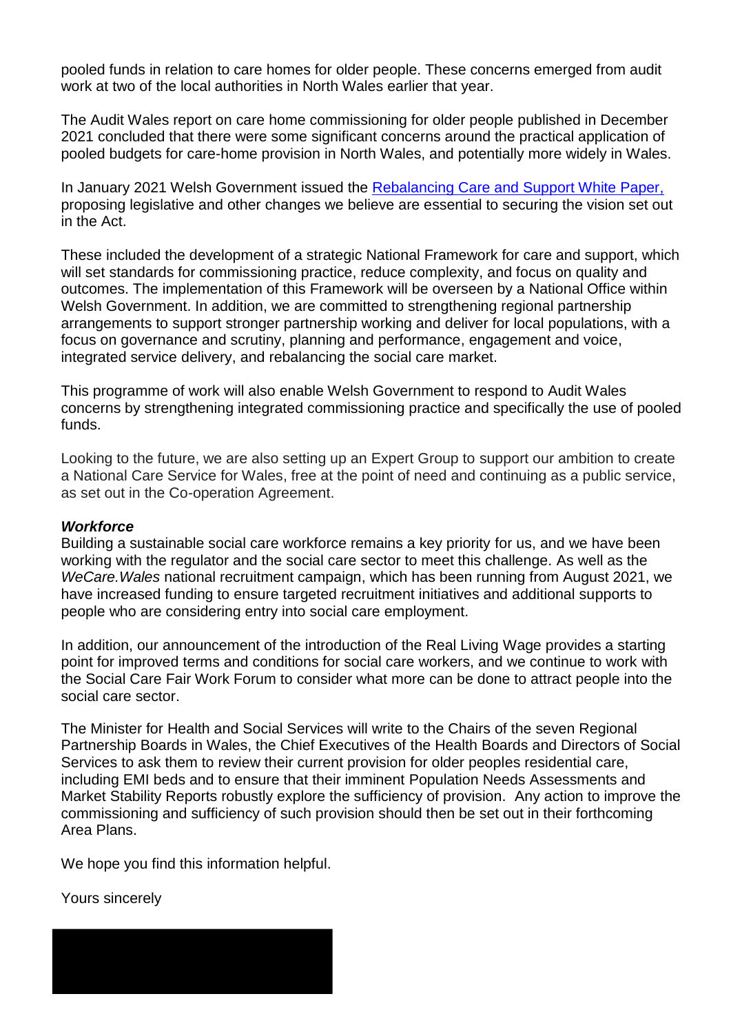pooled funds in relation to care homes for older people. These concerns emerged from audit work at two of the local authorities in North Wales earlier that year.

The Audit Wales report on care home commissioning for older people published in December 2021 concluded that there were some significant concerns around the practical application of pooled budgets for care-home provision in North Wales, and potentially more widely in Wales.

In January 2021 Welsh Government issued the [Rebalancing Care and Support White Paper,](#) proposing legislative and other changes we believe are essential to securing the vision set out in the Act.

These included the development of a strategic National Framework for care and support, which will set standards for commissioning practice, reduce complexity, and focus on quality and outcomes. The implementation of this Framework will be overseen by a National Office within Welsh Government. In addition, we are committed to strengthening regional partnership arrangements to support stronger partnership working and deliver for local populations, with a focus on governance and scrutiny, planning and performance, engagement and voice, integrated service delivery, and rebalancing the social care market.

This programme of work will also enable Welsh Government to respond to Audit Wales concerns by strengthening integrated commissioning practice and specifically the use of pooled funds.

Looking to the future, we are also setting up an Expert Group to support our ambition to create a National Care Service for Wales, free at the point of need and continuing as a public service, as set out in the Co-operation Agreement.

***Workforce***

Building a sustainable social care workforce remains a key priority for us, and we have been working with the regulator and the social care sector to meet this challenge. As well as the *WeCare.Wales* national recruitment campaign, which has been running from August 2021, we have increased funding to ensure targeted recruitment initiatives and additional supports to people who are considering entry into social care employment.

In addition, our announcement of the introduction of the Real Living Wage provides a starting point for improved terms and conditions for social care workers, and we continue to work with the Social Care Fair Work Forum to consider what more can be done to attract people into the social care sector.

The Minister for Health and Social Services will write to the Chairs of the seven Regional Partnership Boards in Wales, the Chief Executives of the Health Boards and Directors of Social Services to ask them to review their current provision for older peoples residential care, including EMI beds and to ensure that their imminent Population Needs Assessments and Market Stability Reports robustly explore the sufficiency of provision. Any action to improve the commissioning and sufficiency of such provision should then be set out in their forthcoming Area Plans.

We hope you find this information helpful.

Yours sincerely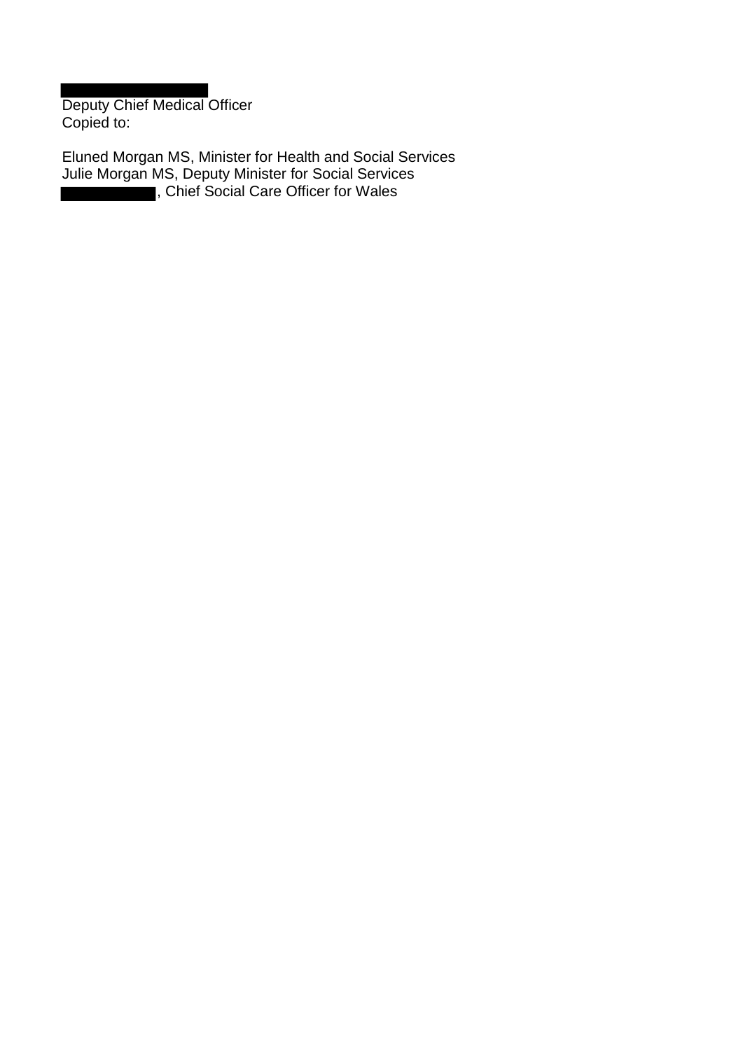Deputy Chief Medical Officer
Copied to:

Eluned Morgan MS, Minister for Health and Social Services
Julie Morgan MS, Deputy Minister for Social Services
, Chief Social Care Officer for Wales